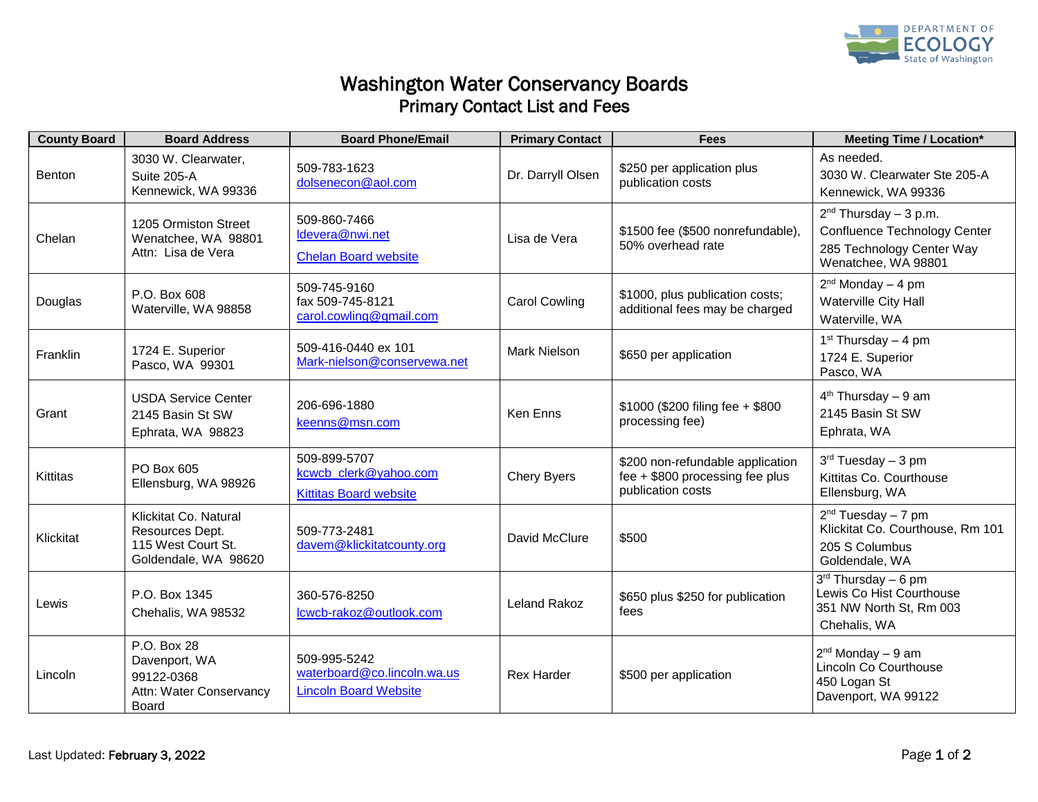# Washington Water Conservancy Boards

## Primary Contact List and Fees

| County Board | Board Address | Board Phone/Email | Primary Contact | Fees | Meeting Time / Location* |
|---|---|---|---|---|---|
| Benton | 3030 W. Clearwater, Suite 205-A Kennewick, WA 99336 | 509-783-1623 dolsenecon@aol.com | Dr. Darryll Olsen | $250 per application plus publication costs | As needed. 3030 W. Clearwater Ste 205-A Kennewick, WA 99336 |
| Chelan | 1205 Ormiston Street Wenatchee, WA 98801 Attn: Lisa de Vera | 509-860-7466 ldevera@nwi.net Chelan Board website | Lisa de Vera | $1500 fee ($500 nonrefundable), 50% overhead rate | 2nd Thursday – 3 p.m. Confluence Technology Center 285 Technology Center Way Wenatchee, WA 98801 |
| Douglas | P.O. Box 608 Waterville, WA 98858 | 509-745-9160 fax 509-745-8121 carol.cowling@gmail.com | Carol Cowling | $1000, plus publication costs; additional fees may be charged | 2nd Monday – 4 pm Waterville City Hall Waterville, WA |
| Franklin | 1724 E. Superior Pasco, WA 99301 | 509-416-0440 ex 101 Mark-nielson@conservewa.net | Mark Nielson | $650 per application | 1st Thursday – 4 pm 1724 E. Superior Pasco, WA |
| Grant | USDA Service Center 2145 Basin St SW Ephrata, WA 98823 | 206-696-1880 keenns@msn.com | Ken Enns | $1000 ($200 filing fee + $800 processing fee) | 4th Thursday – 9 am 2145 Basin St SW Ephrata, WA |
| Kittitas | PO Box 605 Ellensburg, WA 98926 | 509-899-5707 kcwcb_clerk@yahoo.com Kittitas Board website | Chery Byers | $200 non-refundable application fee + $800 processing fee plus publication costs | 3rd Tuesday – 3 pm Kittitas Co. Courthouse Ellensburg, WA |
| Klickitat | Klickitat Co. Natural Resources Dept. 115 West Court St. Goldendale, WA 98620 | 509-773-2481 davem@klickitatcounty.org | David McClure | $500 | 2nd Tuesday – 7 pm Klickitat Co. Courthouse, Rm 101 205 S Columbus Goldendale, WA |
| Lewis | P.O. Box 1345 Chehalis, WA 98532 | 360-576-8250 lcwcb-rakoz@outlook.com | Leland Rakoz | $650 plus $250 for publication fees | 3rd Thursday – 6 pm Lewis Co Hist Courthouse 351 NW North St, Rm 003 Chehalis, WA |
| Lincoln | P.O. Box 28 Davenport, WA 99122-0368 Attn: Water Conservancy Board | 509-995-5242 waterboard@co.lincoln.wa.us Lincoln Board Website | Rex Harder | $500 per application | 2nd Monday – 9 am Lincoln Co Courthouse 450 Logan St Davenport, WA 99122 |

Last Updated: **February 3, 2022**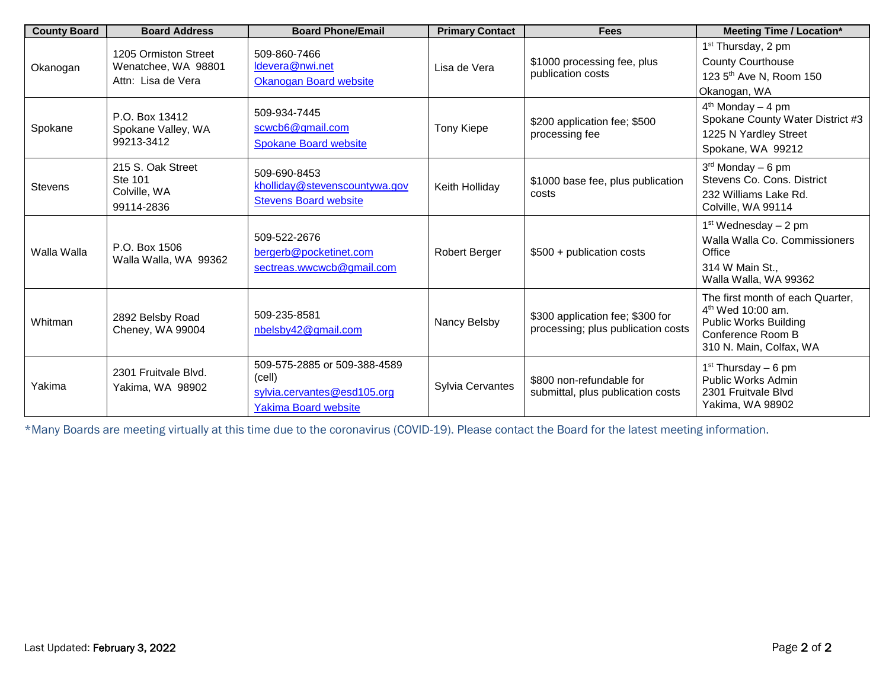| County Board | Board Address | Board Phone/Email | Primary Contact | Fees | Meeting Time / Location* |
|---|---|---|---|---|---|
| Okanogan | 1205 Ormiston Street Wenatchee, WA 98801 Attn: Lisa de Vera | 509-860-7466 ldevera@nwi.net Okanogan Board website | Lisa de Vera | $1000 processing fee, plus publication costs | 1st Thursday, 2 pm County Courthouse 123 5th Ave N, Room 150 Okanogan, WA |
| Spokane | P.O. Box 13412 Spokane Valley, WA 99213-3412 | 509-934-7445 scwcb6@gmail.com Spokane Board website | Tony Kiepe | $200 application fee; $500 processing fee | 4th Monday – 4 pm Spokane County Water District #3 1225 N Yardley Street Spokane, WA 99212 |
| Stevens | 215 S. Oak Street Ste 101 Colville, WA 99114-2836 | 509-690-8453 kholliday@stevenscountywa.gov Stevens Board website | Keith Holliday | $1000 base fee, plus publication costs | 3rd Monday – 6 pm Stevens Co. Cons. District 232 Williams Lake Rd. Colville, WA 99114 |
| Walla Walla | P.O. Box 1506 Walla Walla, WA 99362 | 509-522-2676 bergerb@pocketinet.com sectreas.wwcwcb@gmail.com | Robert Berger | $500 + publication costs | 1st Wednesday – 2 pm Walla Walla Co. Commissioners Office 314 W Main St., Walla Walla, WA 99362 |
| Whitman | 2892 Belsby Road Cheney, WA 99004 | 509-235-8581 nbelsby42@gmail.com | Nancy Belsby | $300 application fee; $300 for processing; plus publication costs | The first month of each Quarter, 4th Wed 10:00 am. Public Works Building Conference Room B 310 N. Main, Colfax, WA |
| Yakima | 2301 Fruitvale Blvd. Yakima, WA 98902 | 509-575-2885 or 509-388-4589 (cell) sylvia.cervantes@esd105.org Yakima Board website | Sylvia Cervantes | $800 non-refundable for submittal, plus publication costs | 1st Thursday – 6 pm Public Works Admin 2301 Fruitvale Blvd Yakima, WA 98902 |

*Many Boards are meeting virtually at this time due to the coronavirus (COVID-19). Please contact the Board for the latest meeting information.

Last Updated: **February 3, 2022**